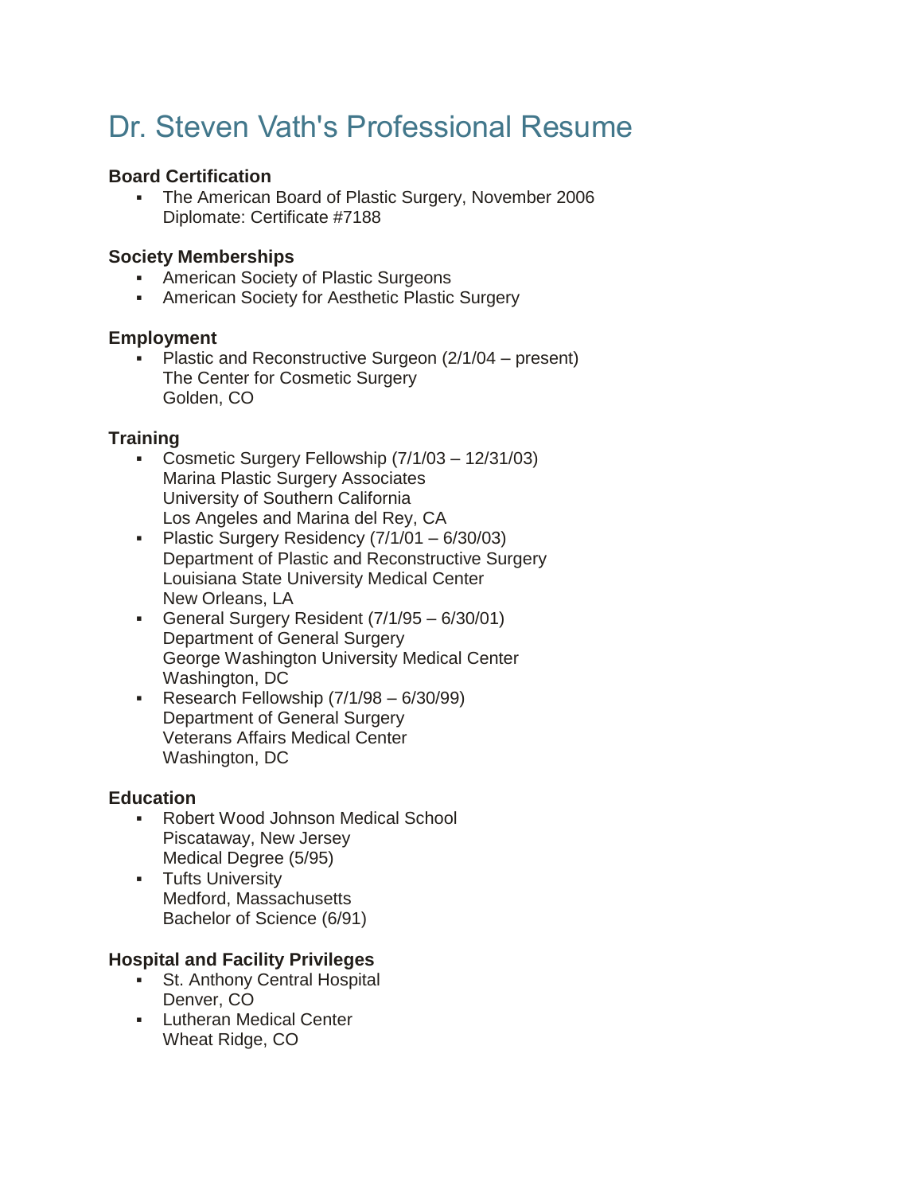# Dr. Steven Vath's Professional Resume

### Board Certification

- The American Board of Plastic Surgery, November 2006
  Diplomate: Certificate #7188

### Society Memberships

- American Society of Plastic Surgeons
- American Society for Aesthetic Plastic Surgery

### Employment

- Plastic and Reconstructive Surgeon (2/1/04 – present)
  The Center for Cosmetic Surgery
  Golden, CO

### Training

- Cosmetic Surgery Fellowship (7/1/03 – 12/31/03)
  Marina Plastic Surgery Associates
  University of Southern California
  Los Angeles and Marina del Rey, CA
- Plastic Surgery Residency (7/1/01 – 6/30/03)
  Department of Plastic and Reconstructive Surgery
  Louisiana State University Medical Center
  New Orleans, LA
- General Surgery Resident (7/1/95 – 6/30/01)
  Department of General Surgery
  George Washington University Medical Center
  Washington, DC
- Research Fellowship (7/1/98 – 6/30/99)
  Department of General Surgery
  Veterans Affairs Medical Center
  Washington, DC

### Education

- Robert Wood Johnson Medical School
  Piscataway, New Jersey
  Medical Degree (5/95)
- Tufts University
  Medford, Massachusetts
  Bachelor of Science (6/91)

### Hospital and Facility Privileges

- St. Anthony Central Hospital
  Denver, CO
- Lutheran Medical Center
  Wheat Ridge, CO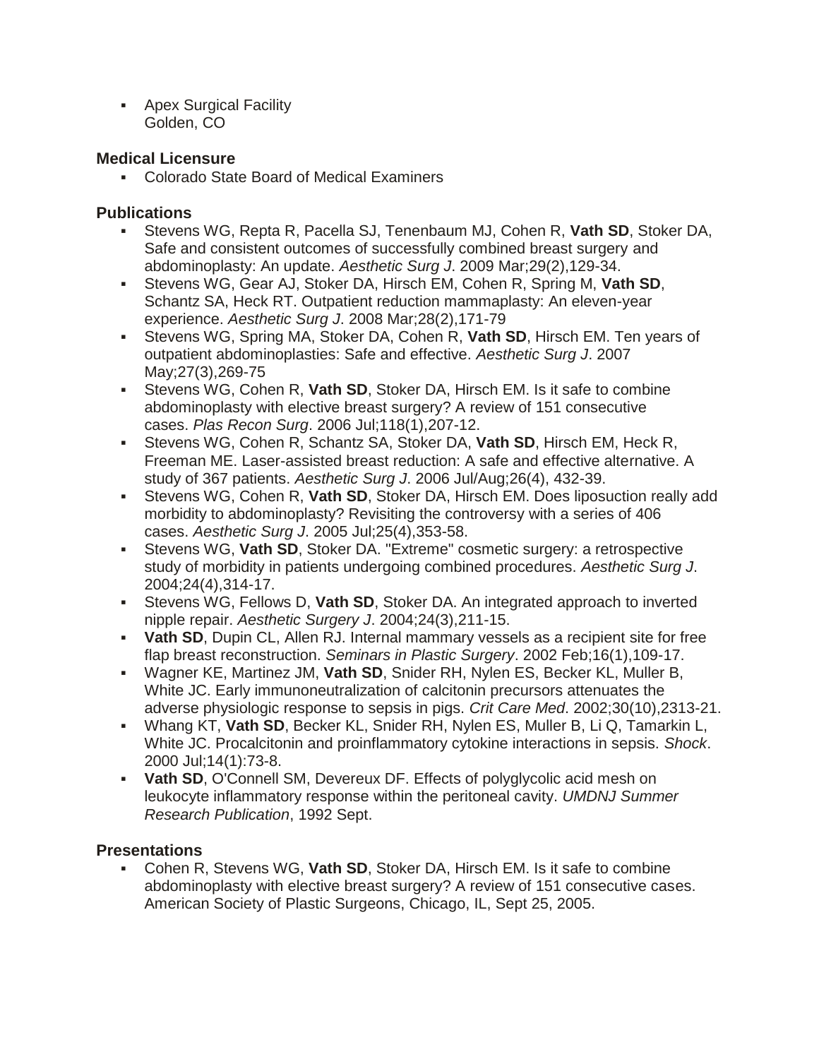- Apex Surgical Facility
  Golden, CO

### Medical Licensure

- Colorado State Board of Medical Examiners

### Publications

- Stevens WG, Repta R, Pacella SJ, Tenenbaum MJ, Cohen R, **Vath SD**, Stoker DA, Safe and consistent outcomes of successfully combined breast surgery and abdominoplasty: An update. *Aesthetic Surg J*. 2009 Mar;29(2),129-34.
- Stevens WG, Gear AJ, Stoker DA, Hirsch EM, Cohen R, Spring M, **Vath SD**, Schantz SA, Heck RT. Outpatient reduction mammaplasty: An eleven-year experience. *Aesthetic Surg J*. 2008 Mar;28(2),171-79
- Stevens WG, Spring MA, Stoker DA, Cohen R, **Vath SD**, Hirsch EM. Ten years of outpatient abdominoplasties: Safe and effective. *Aesthetic Surg J*. 2007 May;27(3),269-75
- Stevens WG, Cohen R, **Vath SD**, Stoker DA, Hirsch EM. Is it safe to combine abdominoplasty with elective breast surgery? A review of 151 consecutive cases. *Plas Recon Surg*. 2006 Jul;118(1),207-12.
- Stevens WG, Cohen R, Schantz SA, Stoker DA, **Vath SD**, Hirsch EM, Heck R, Freeman ME. Laser-assisted breast reduction: A safe and effective alternative. A study of 367 patients. *Aesthetic Surg J*. 2006 Jul/Aug;26(4), 432-39.
- Stevens WG, Cohen R, **Vath SD**, Stoker DA, Hirsch EM. Does liposuction really add morbidity to abdominoplasty? Revisiting the controversy with a series of 406 cases. *Aesthetic Surg J*. 2005 Jul;25(4),353-58.
- Stevens WG, **Vath SD**, Stoker DA. "Extreme" cosmetic surgery: a retrospective study of morbidity in patients undergoing combined procedures. *Aesthetic Surg J*. 2004;24(4),314-17.
- Stevens WG, Fellows D, **Vath SD**, Stoker DA. An integrated approach to inverted nipple repair. *Aesthetic Surgery J*. 2004;24(3),211-15.
- **Vath SD**, Dupin CL, Allen RJ. Internal mammary vessels as a recipient site for free flap breast reconstruction. *Seminars in Plastic Surgery*. 2002 Feb;16(1),109-17.
- Wagner KE, Martinez JM, **Vath SD**, Snider RH, Nylen ES, Becker KL, Muller B, White JC. Early immunoneutralization of calcitonin precursors attenuates the adverse physiologic response to sepsis in pigs. *Crit Care Med*. 2002;30(10),2313-21.
- Whang KT, **Vath SD**, Becker KL, Snider RH, Nylen ES, Muller B, Li Q, Tamarkin L, White JC. Procalcitonin and proinflammatory cytokine interactions in sepsis. *Shock*. 2000 Jul;14(1):73-8.
- **Vath SD**, O'Connell SM, Devereux DF. Effects of polyglycolic acid mesh on leukocyte inflammatory response within the peritoneal cavity. *UMDNJ Summer Research Publication*, 1992 Sept.

### Presentations

- Cohen R, Stevens WG, **Vath SD**, Stoker DA, Hirsch EM. Is it safe to combine abdominoplasty with elective breast surgery? A review of 151 consecutive cases. American Society of Plastic Surgeons, Chicago, IL, Sept 25, 2005.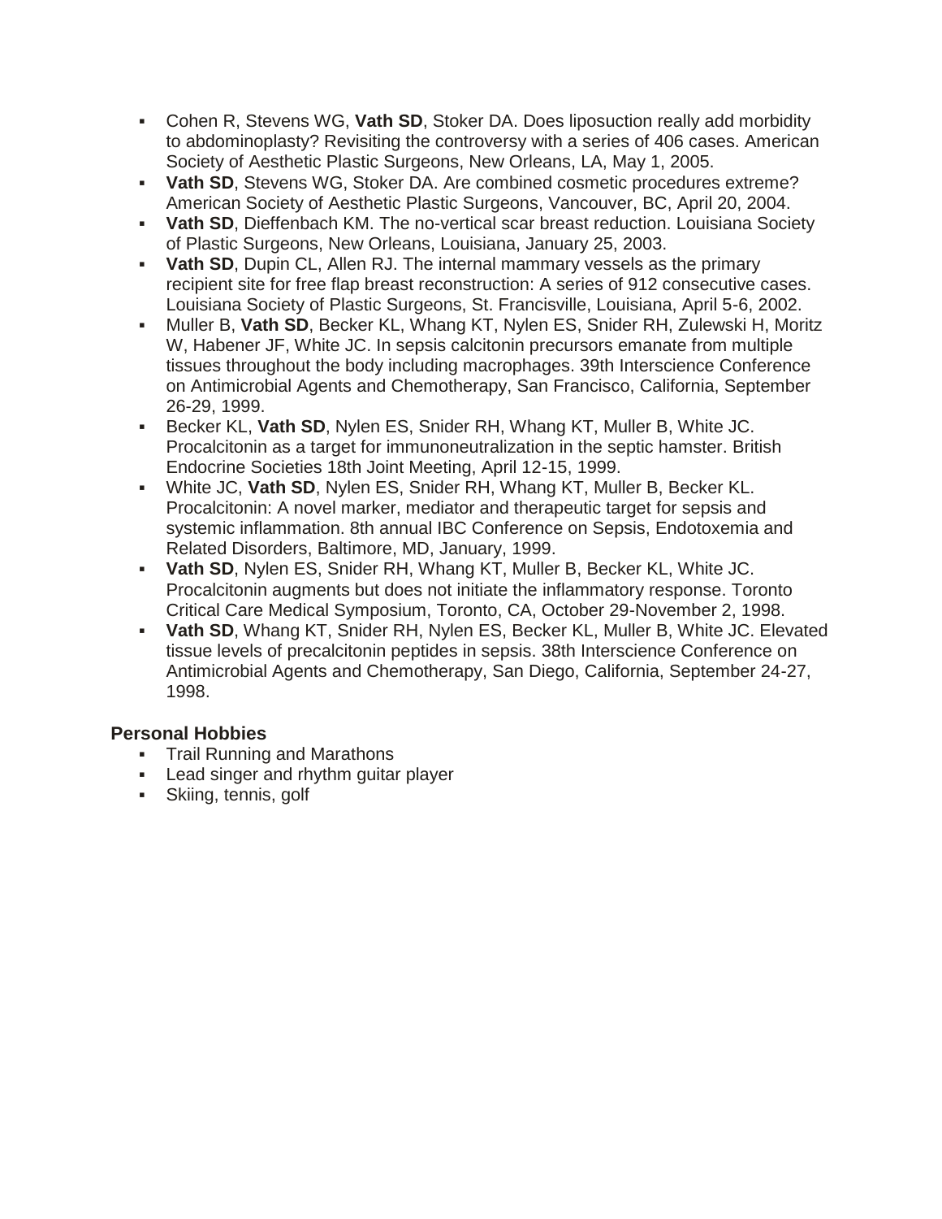- Cohen R, Stevens WG, **Vath SD**, Stoker DA. Does liposuction really add morbidity to abdominoplasty? Revisiting the controversy with a series of 406 cases. American Society of Aesthetic Plastic Surgeons, New Orleans, LA, May 1, 2005.
- **Vath SD**, Stevens WG, Stoker DA. Are combined cosmetic procedures extreme? American Society of Aesthetic Plastic Surgeons, Vancouver, BC, April 20, 2004.
- **Vath SD**, Dieffenbach KM. The no-vertical scar breast reduction. Louisiana Society of Plastic Surgeons, New Orleans, Louisiana, January 25, 2003.
- **Vath SD**, Dupin CL, Allen RJ. The internal mammary vessels as the primary recipient site for free flap breast reconstruction: A series of 912 consecutive cases. Louisiana Society of Plastic Surgeons, St. Francisville, Louisiana, April 5-6, 2002.
- Muller B, **Vath SD**, Becker KL, Whang KT, Nylen ES, Snider RH, Zulewski H, Moritz W, Habener JF, White JC. In sepsis calcitonin precursors emanate from multiple tissues throughout the body including macrophages. 39th Interscience Conference on Antimicrobial Agents and Chemotherapy, San Francisco, California, September 26-29, 1999.
- Becker KL, **Vath SD**, Nylen ES, Snider RH, Whang KT, Muller B, White JC. Procalcitonin as a target for immunoneutralization in the septic hamster. British Endocrine Societies 18th Joint Meeting, April 12-15, 1999.
- White JC, **Vath SD**, Nylen ES, Snider RH, Whang KT, Muller B, Becker KL. Procalcitonin: A novel marker, mediator and therapeutic target for sepsis and systemic inflammation. 8th annual IBC Conference on Sepsis, Endotoxemia and Related Disorders, Baltimore, MD, January, 1999.
- **Vath SD**, Nylen ES, Snider RH, Whang KT, Muller B, Becker KL, White JC. Procalcitonin augments but does not initiate the inflammatory response. Toronto Critical Care Medical Symposium, Toronto, CA, October 29-November 2, 1998.
- **Vath SD**, Whang KT, Snider RH, Nylen ES, Becker KL, Muller B, White JC. Elevated tissue levels of precalcitonin peptides in sepsis. 38th Interscience Conference on Antimicrobial Agents and Chemotherapy, San Diego, California, September 24-27, 1998.

### Personal Hobbies

- Trail Running and Marathons
- Lead singer and rhythm guitar player
- Skiing, tennis, golf